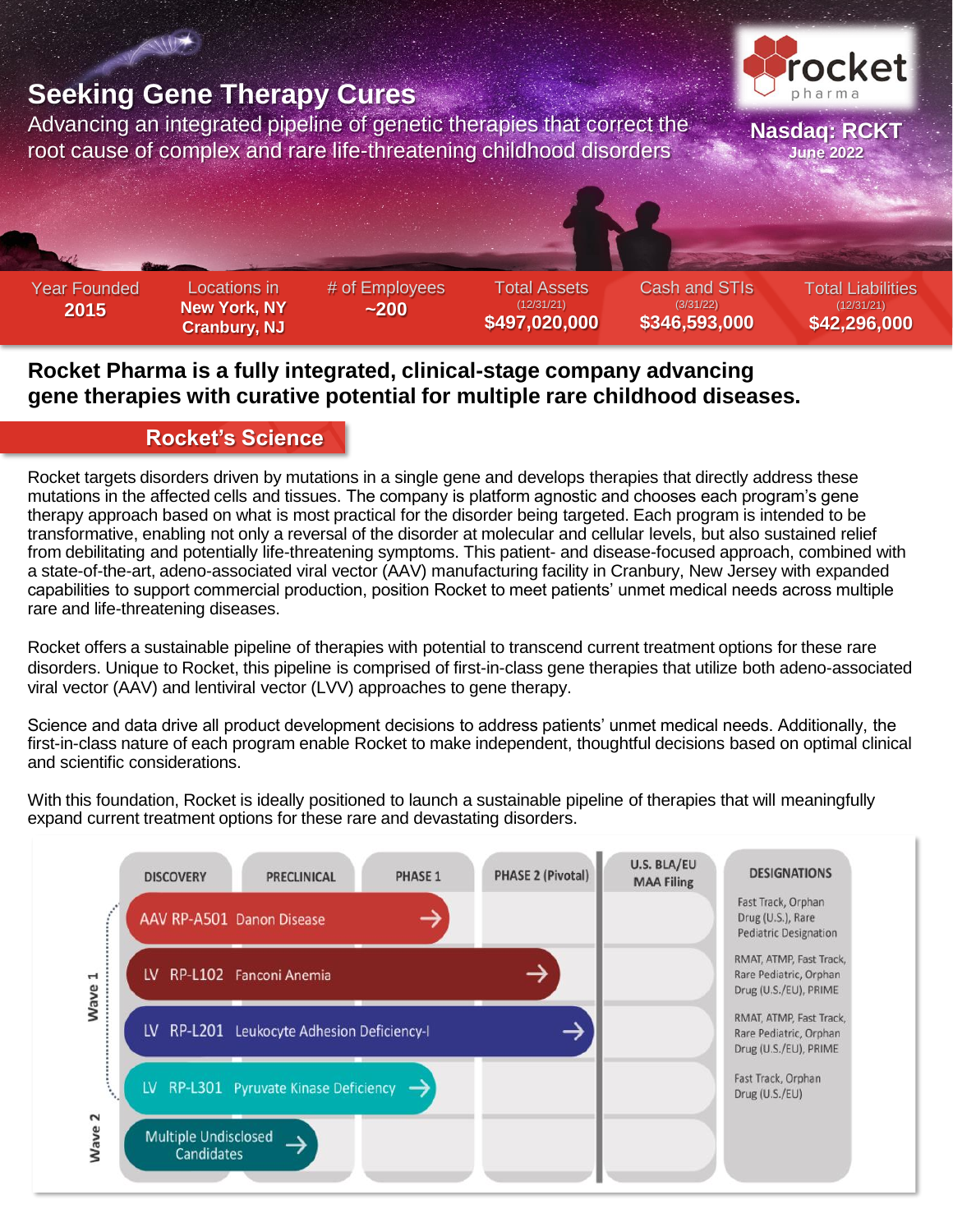# Seeking Gene Therapy Cures

Advancing an integrated pipeline of genetic therapies that correct the root cause of complex and rare life-threatening childhood disorders

rocket pharma

**Nasdaq: RCKT**
**June 2022**

| Year Founded | Locations in | # of Employees | Total Assets (12/31/21) | Cash and STIs (3/31/22) | Total Liabilities (12/31/21) |
|---|---|---|---|---|---|
| **2015** | **New York, NY Cranbury, NJ** | **~200** | **$497,020,000** | **$346,593,000** | **$42,296,000** |

**Rocket Pharma is a fully integrated, clinical-stage company advancing gene therapies with curative potential for multiple rare childhood diseases.**

## Rocket's Science

Rocket targets disorders driven by mutations in a single gene and develops therapies that directly address these mutations in the affected cells and tissues. The company is platform agnostic and chooses each program's gene therapy approach based on what is most practical for the disorder being targeted. Each program is intended to be transformative, enabling not only a reversal of the disorder at molecular and cellular levels, but also sustained relief from debilitating and potentially life-threatening symptoms. This patient- and disease-focused approach, combined with a state-of-the-art, adeno-associated viral vector (AAV) manufacturing facility in Cranbury, New Jersey with expanded capabilities to support commercial production, position Rocket to meet patients' unmet medical needs across multiple rare and life-threatening diseases.

Rocket offers a sustainable pipeline of therapies with potential to transcend current treatment options for these rare disorders. Unique to Rocket, this pipeline is comprised of first-in-class gene therapies that utilize both adeno-associated viral vector (AAV) and lentiviral vector (LVV) approaches to gene therapy.

Science and data drive all product development decisions to address patients' unmet medical needs. Additionally, the first-in-class nature of each program enable Rocket to make independent, thoughtful decisions based on optimal clinical and scientific considerations.

With this foundation, Rocket is ideally positioned to launch a sustainable pipeline of therapies that will meaningfully expand current treatment options for these rare and devastating disorders.

| Wave | Program | Stage Reached | Designations |
|---|---|---|---|
| Wave 1 | AAV RP-A501 Danon Disease | Phase 1 | Fast Track, Orphan Drug (U.S.), Rare Pediatric Designation |
| Wave 1 | LV RP-L102 Fanconi Anemia | Phase 2 (Pivotal) | RMAT, ATMP, Fast Track, Rare Pediatric, Orphan Drug (U.S./EU), PRIME |
| Wave 1 | LV RP-L201 Leukocyte Adhesion Deficiency-I | Phase 2 (Pivotal) | RMAT, ATMP, Fast Track, Rare Pediatric, Orphan Drug (U.S./EU), PRIME |
| Wave 1 | LV RP-L301 Pyruvate Kinase Deficiency | Phase 1 | Fast Track, Orphan Drug (U.S./EU) |
| Wave 2 | Multiple Undisclosed Candidates | Preclinical | |

Stages: Discovery → Preclinical → Phase 1 → Phase 2 (Pivotal) → U.S. BLA/EU MAA Filing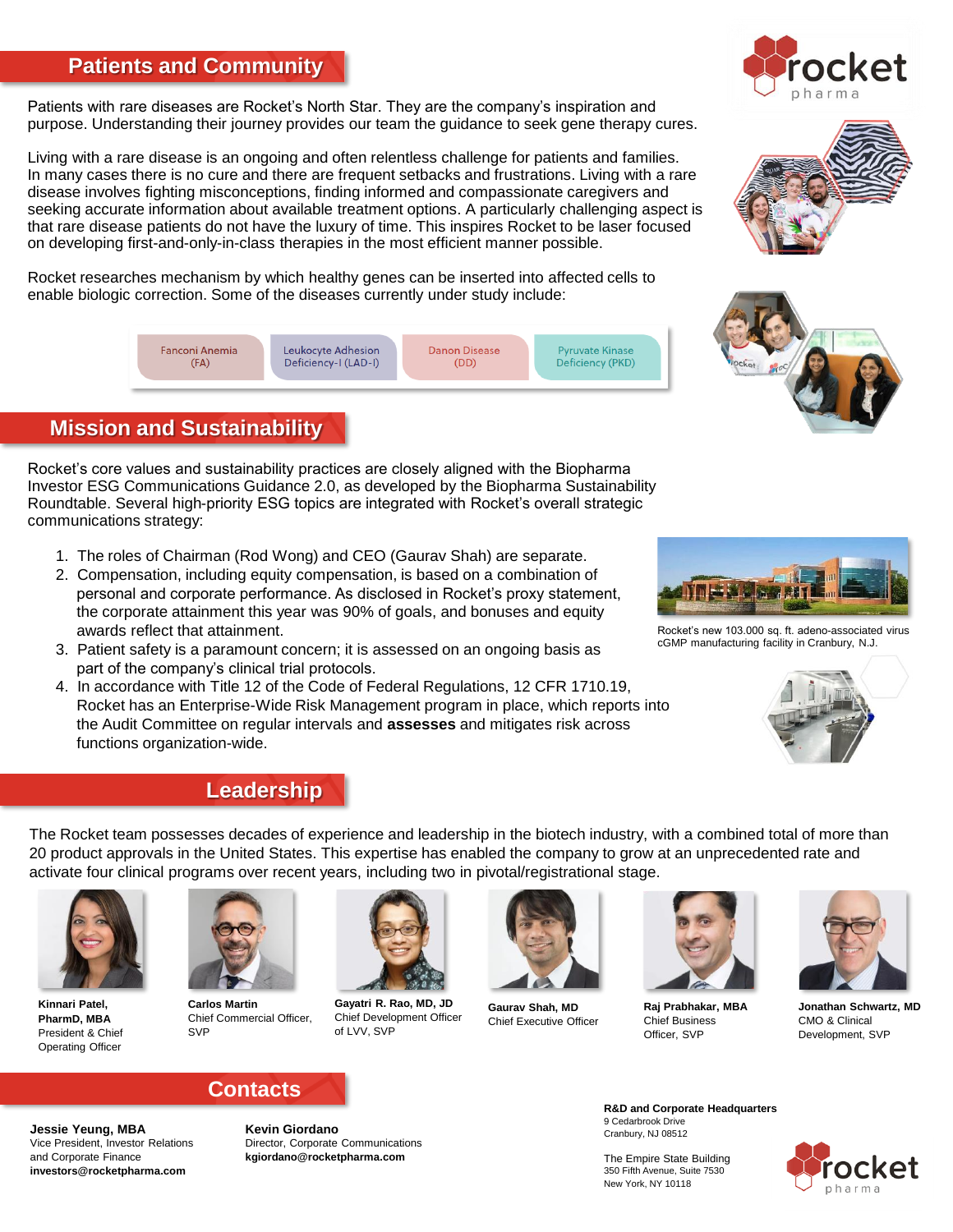## Patients and Community

Patients with rare diseases are Rocket's North Star. They are the company's inspiration and purpose. Understanding their journey provides our team the guidance to seek gene therapy cures.

Living with a rare disease is an ongoing and often relentless challenge for patients and families. In many cases there is no cure and there are frequent setbacks and frustrations. Living with a rare disease involves fighting misconceptions, finding informed and compassionate caregivers and seeking accurate information about available treatment options. A particularly challenging aspect is that rare disease patients do not have the luxury of time. This inspires Rocket to be laser focused on developing first-and-only-in-class therapies in the most efficient manner possible.

Rocket researches mechanism by which healthy genes can be inserted into affected cells to enable biologic correction. Some of the diseases currently under study include:

- Fanconi Anemia (FA)
- Leukocyte Adhesion Deficiency-I (LAD-I)
- Danon Disease (DD)
- Pyruvate Kinase Deficiency (PKD)

## Mission and Sustainability

Rocket's core values and sustainability practices are closely aligned with the Biopharma Investor ESG Communications Guidance 2.0, as developed by the Biopharma Sustainability Roundtable. Several high-priority ESG topics are integrated with Rocket's overall strategic communications strategy:

1. The roles of Chairman (Rod Wong) and CEO (Gaurav Shah) are separate.
2. Compensation, including equity compensation, is based on a combination of personal and corporate performance. As disclosed in Rocket's proxy statement, the corporate attainment this year was 90% of goals, and bonuses and equity awards reflect that attainment.
3. Patient safety is a paramount concern; it is assessed on an ongoing basis as part of the company's clinical trial protocols.
4. In accordance with Title 12 of the Code of Federal Regulations, 12 CFR 1710.19, Rocket has an Enterprise-Wide Risk Management program in place, which reports into the Audit Committee on regular intervals and **assesses** and mitigates risk across functions organization-wide.

Rocket's new 103.000 sq. ft. adeno-associated virus cGMP manufacturing facility in Cranbury, N.J.

## Leadership

The Rocket team possesses decades of experience and leadership in the biotech industry, with a combined total of more than 20 product approvals in the United States. This expertise has enabled the company to grow at an unprecedented rate and activate four clinical programs over recent years, including two in pivotal/registrational stage.

**Kinnari Patel, PharmD, MBA**
President & Chief Operating Officer

**Carlos Martin**
Chief Commercial Officer, SVP

**Gayatri R. Rao, MD, JD**
Chief Development Officer of LVV, SVP

**Gaurav Shah, MD**
Chief Executive Officer

**Raj Prabhakar, MBA**
Chief Business Officer, SVP

**Jonathan Schwartz, MD**
CMO & Clinical Development, SVP

## Contacts

**Jessie Yeung, MBA**
Vice President, Investor Relations and Corporate Finance
**investors@rocketpharma.com**

**Kevin Giordano**
Director, Corporate Communications
**kgiordano@rocketpharma.com**

**R&D and Corporate Headquarters**
9 Cedarbrook Drive
Cranbury, NJ 08512

The Empire State Building
350 Fifth Avenue, Suite 7530
New York, NY 10118